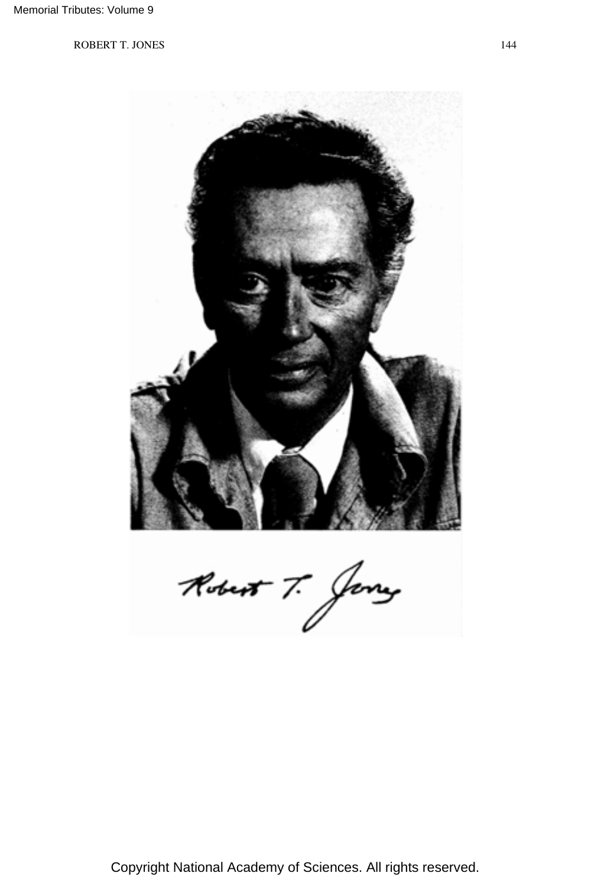Robert T. Jones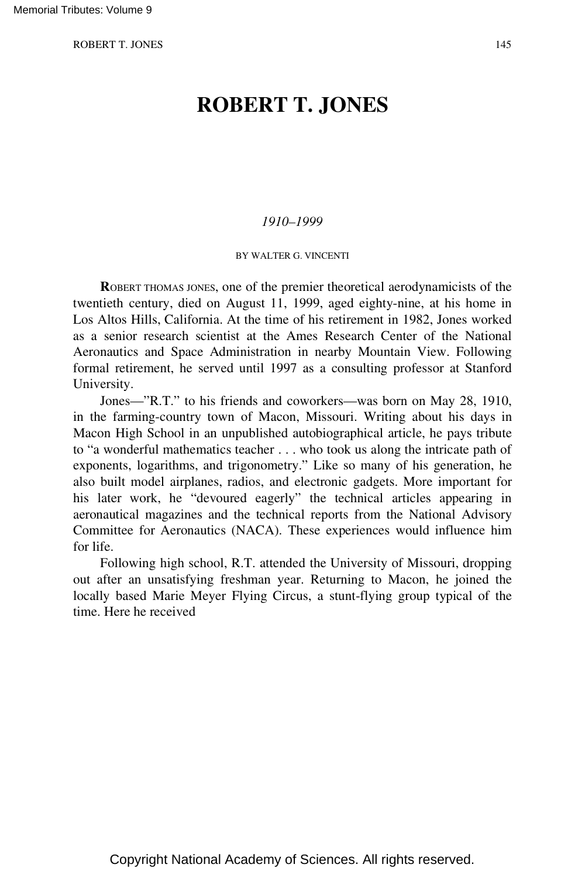# ROBERT T. JONES

*1910–1999*

BY WALTER G. VINCENTI

**R**OBERT THOMAS JONES, one of the premier theoretical aerodynamicists of the twentieth century, died on August 11, 1999, aged eighty-nine, at his home in Los Altos Hills, California. At the time of his retirement in 1982, Jones worked as a senior research scientist at the Ames Research Center of the National Aeronautics and Space Administration in nearby Mountain View. Following formal retirement, he served until 1997 as a consulting professor at Stanford University.

Jones—"R.T." to his friends and coworkers—was born on May 28, 1910, in the farming-country town of Macon, Missouri. Writing about his days in Macon High School in an unpublished autobiographical article, he pays tribute to "a wonderful mathematics teacher . . . who took us along the intricate path of exponents, logarithms, and trigonometry." Like so many of his generation, he also built model airplanes, radios, and electronic gadgets. More important for his later work, he "devoured eagerly" the technical articles appearing in aeronautical magazines and the technical reports from the National Advisory Committee for Aeronautics (NACA). These experiences would influence him for life.

Following high school, R.T. attended the University of Missouri, dropping out after an unsatisfying freshman year. Returning to Macon, he joined the locally based Marie Meyer Flying Circus, a stunt-flying group typical of the time. Here he received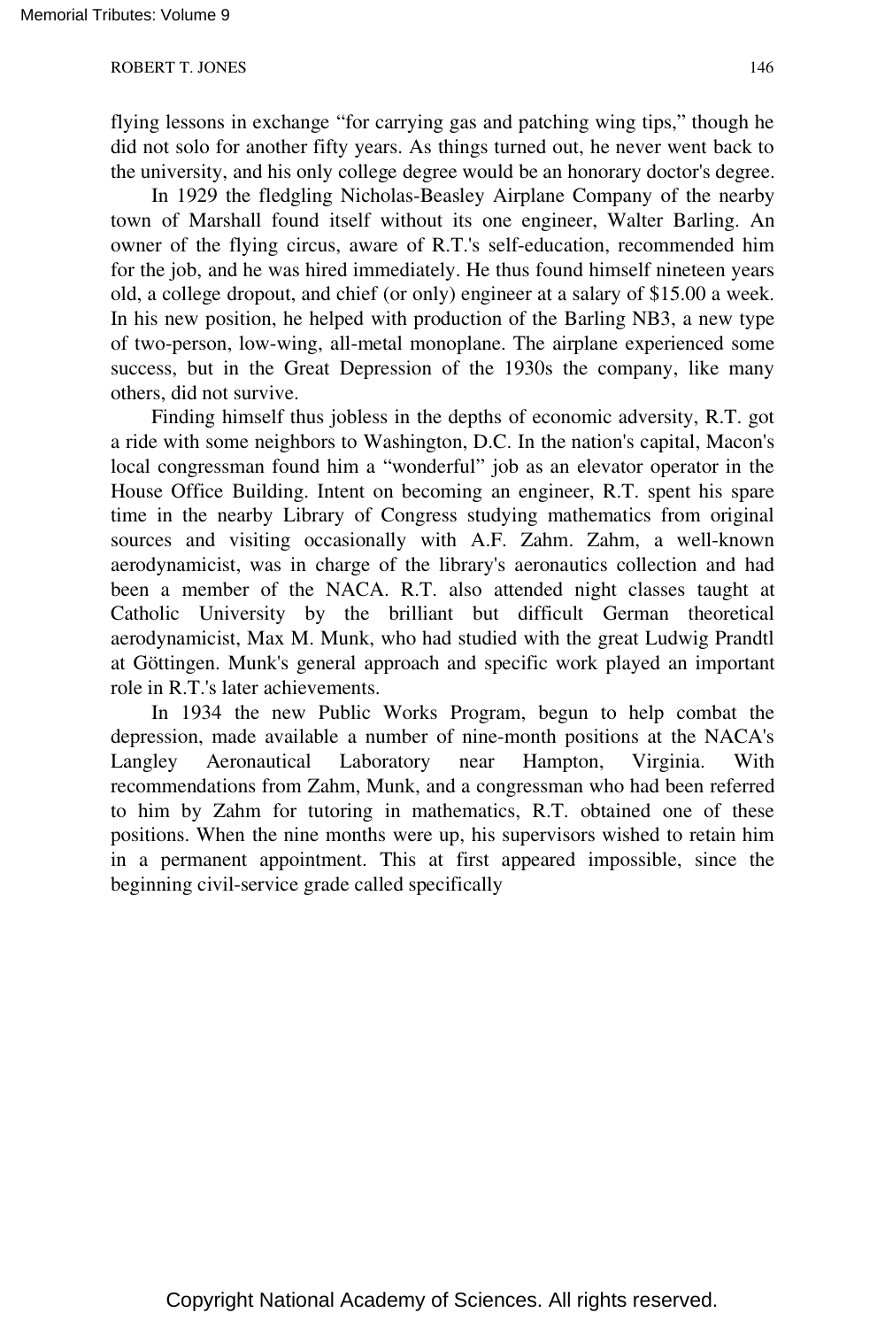flying lessons in exchange "for carrying gas and patching wing tips," though he did not solo for another fifty years. As things turned out, he never went back to the university, and his only college degree would be an honorary doctor's degree.

In 1929 the fledgling Nicholas-Beasley Airplane Company of the nearby town of Marshall found itself without its one engineer, Walter Barling. An owner of the flying circus, aware of R.T.'s self-education, recommended him for the job, and he was hired immediately. He thus found himself nineteen years old, a college dropout, and chief (or only) engineer at a salary of $15.00 a week. In his new position, he helped with production of the Barling NB3, a new type of two-person, low-wing, all-metal monoplane. The airplane experienced some success, but in the Great Depression of the 1930s the company, like many others, did not survive.

Finding himself thus jobless in the depths of economic adversity, R.T. got a ride with some neighbors to Washington, D.C. In the nation's capital, Macon's local congressman found him a "wonderful" job as an elevator operator in the House Office Building. Intent on becoming an engineer, R.T. spent his spare time in the nearby Library of Congress studying mathematics from original sources and visiting occasionally with A.F. Zahm. Zahm, a well-known aerodynamicist, was in charge of the library's aeronautics collection and had been a member of the NACA. R.T. also attended night classes taught at Catholic University by the brilliant but difficult German theoretical aerodynamicist, Max M. Munk, who had studied with the great Ludwig Prandtl at Göttingen. Munk's general approach and specific work played an important role in R.T.'s later achievements.

In 1934 the new Public Works Program, begun to help combat the depression, made available a number of nine-month positions at the NACA's Langley Aeronautical Laboratory near Hampton, Virginia. With recommendations from Zahm, Munk, and a congressman who had been referred to him by Zahm for tutoring in mathematics, R.T. obtained one of these positions. When the nine months were up, his supervisors wished to retain him in a permanent appointment. This at first appeared impossible, since the beginning civil-service grade called specifically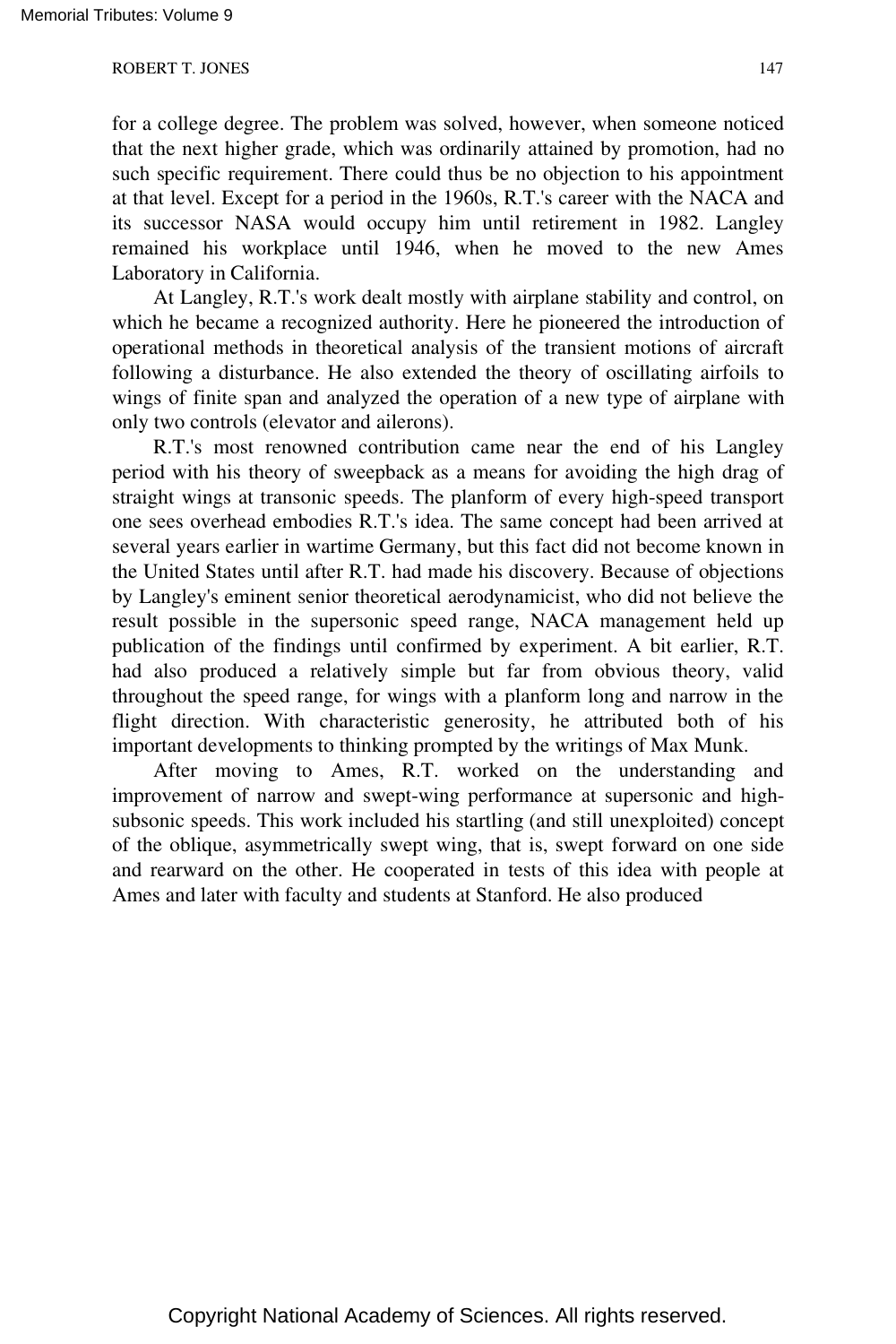for a college degree. The problem was solved, however, when someone noticed that the next higher grade, which was ordinarily attained by promotion, had no such specific requirement. There could thus be no objection to his appointment at that level. Except for a period in the 1960s, R.T.'s career with the NACA and its successor NASA would occupy him until retirement in 1982. Langley remained his workplace until 1946, when he moved to the new Ames Laboratory in California.

At Langley, R.T.'s work dealt mostly with airplane stability and control, on which he became a recognized authority. Here he pioneered the introduction of operational methods in theoretical analysis of the transient motions of aircraft following a disturbance. He also extended the theory of oscillating airfoils to wings of finite span and analyzed the operation of a new type of airplane with only two controls (elevator and ailerons).

R.T.'s most renowned contribution came near the end of his Langley period with his theory of sweepback as a means for avoiding the high drag of straight wings at transonic speeds. The planform of every high-speed transport one sees overhead embodies R.T.'s idea. The same concept had been arrived at several years earlier in wartime Germany, but this fact did not become known in the United States until after R.T. had made his discovery. Because of objections by Langley's eminent senior theoretical aerodynamicist, who did not believe the result possible in the supersonic speed range, NACA management held up publication of the findings until confirmed by experiment. A bit earlier, R.T. had also produced a relatively simple but far from obvious theory, valid throughout the speed range, for wings with a planform long and narrow in the flight direction. With characteristic generosity, he attributed both of his important developments to thinking prompted by the writings of Max Munk.

After moving to Ames, R.T. worked on the understanding and improvement of narrow and swept-wing performance at supersonic and high-subsonic speeds. This work included his startling (and still unexploited) concept of the oblique, asymmetrically swept wing, that is, swept forward on one side and rearward on the other. He cooperated in tests of this idea with people at Ames and later with faculty and students at Stanford. He also produced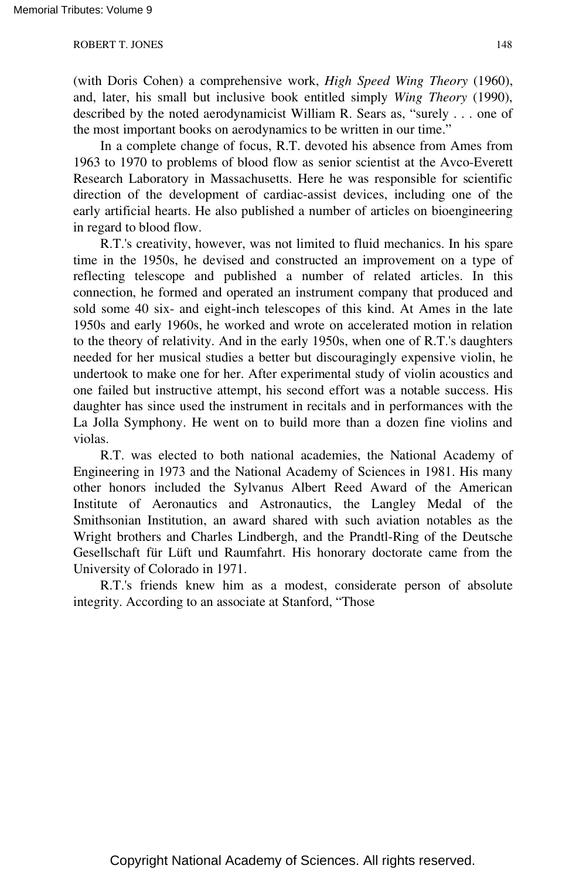(with Doris Cohen) a comprehensive work, *High Speed Wing Theory* (1960), and, later, his small but inclusive book entitled simply *Wing Theory* (1990), described by the noted aerodynamicist William R. Sears as, "surely . . . one of the most important books on aerodynamics to be written in our time."

In a complete change of focus, R.T. devoted his absence from Ames from 1963 to 1970 to problems of blood flow as senior scientist at the Avco-Everett Research Laboratory in Massachusetts. Here he was responsible for scientific direction of the development of cardiac-assist devices, including one of the early artificial hearts. He also published a number of articles on bioengineering in regard to blood flow.

R.T.'s creativity, however, was not limited to fluid mechanics. In his spare time in the 1950s, he devised and constructed an improvement on a type of reflecting telescope and published a number of related articles. In this connection, he formed and operated an instrument company that produced and sold some 40 six- and eight-inch telescopes of this kind. At Ames in the late 1950s and early 1960s, he worked and wrote on accelerated motion in relation to the theory of relativity. And in the early 1950s, when one of R.T.'s daughters needed for her musical studies a better but discouragingly expensive violin, he undertook to make one for her. After experimental study of violin acoustics and one failed but instructive attempt, his second effort was a notable success. His daughter has since used the instrument in recitals and in performances with the La Jolla Symphony. He went on to build more than a dozen fine violins and violas.

R.T. was elected to both national academies, the National Academy of Engineering in 1973 and the National Academy of Sciences in 1981. His many other honors included the Sylvanus Albert Reed Award of the American Institute of Aeronautics and Astronautics, the Langley Medal of the Smithsonian Institution, an award shared with such aviation notables as the Wright brothers and Charles Lindbergh, and the Prandtl-Ring of the Deutsche Gesellschaft für Lüft und Raumfahrt. His honorary doctorate came from the University of Colorado in 1971.

R.T.'s friends knew him as a modest, considerate person of absolute integrity. According to an associate at Stanford, "Those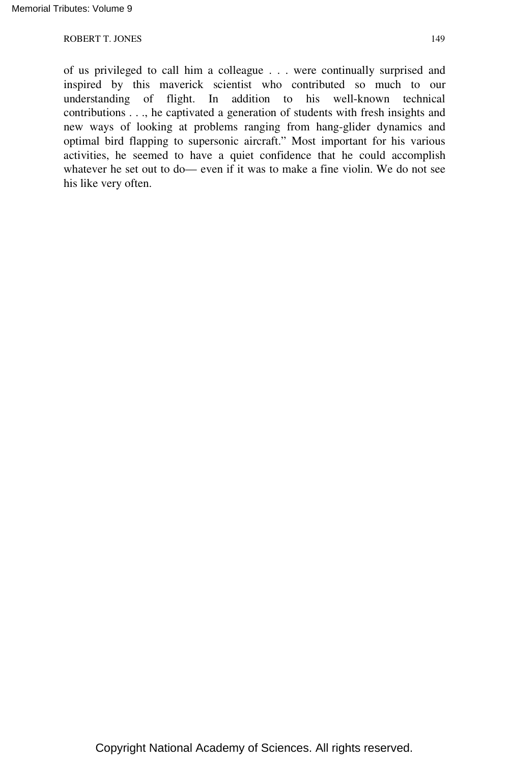of us privileged to call him a colleague . . . were continually surprised and inspired by this maverick scientist who contributed so much to our understanding of flight. In addition to his well-known technical contributions . . ., he captivated a generation of students with fresh insights and new ways of looking at problems ranging from hang-glider dynamics and optimal bird flapping to supersonic aircraft." Most important for his various activities, he seemed to have a quiet confidence that he could accomplish whatever he set out to do— even if it was to make a fine violin. We do not see his like very often.